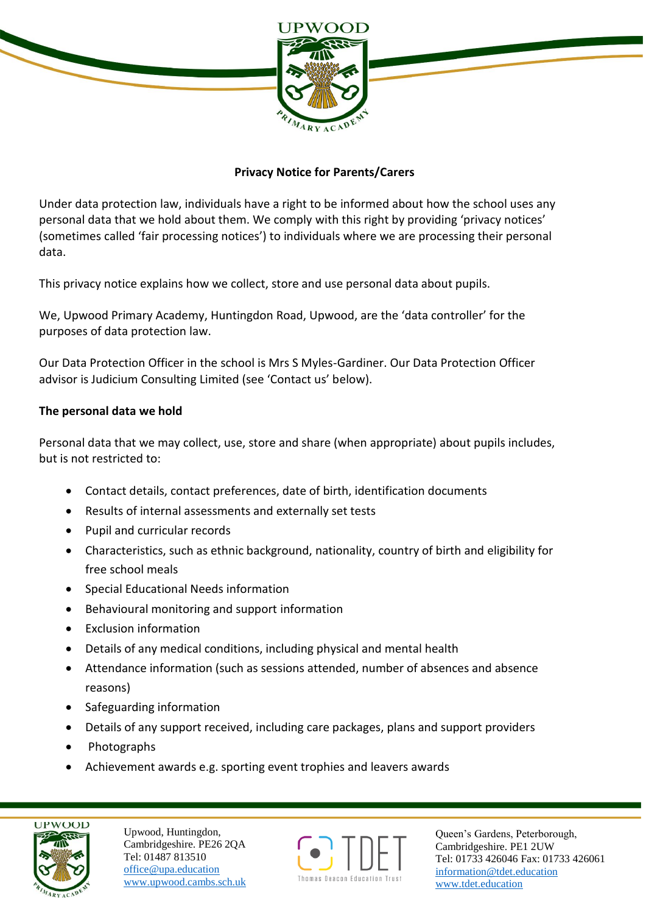## Privacy Notice for Parents/Carers

Under data protection law, individuals have a right to be informed about how the school uses any personal data that we hold about them. We comply with this right by providing 'privacy notices' (sometimes called 'fair processing notices') to individuals where we are processing their personal data.

This privacy notice explains how we collect, store and use personal data about pupils.

We, Upwood Primary Academy, Huntingdon Road, Upwood, are the 'data controller' for the purposes of data protection law.

Our Data Protection Officer in the school is Mrs S Myles-Gardiner. Our Data Protection Officer advisor is Judicium Consulting Limited (see 'Contact us' below).

### The personal data we hold

Personal data that we may collect, use, store and share (when appropriate) about pupils includes, but is not restricted to:

- Contact details, contact preferences, date of birth, identification documents
- Results of internal assessments and externally set tests
- Pupil and curricular records
- Characteristics, such as ethnic background, nationality, country of birth and eligibility for free school meals
- Special Educational Needs information
- Behavioural monitoring and support information
- Exclusion information
- Details of any medical conditions, including physical and mental health
- Attendance information (such as sessions attended, number of absences and absence reasons)
- Safeguarding information
- Details of any support received, including care packages, plans and support providers
- Photographs
- Achievement awards e.g. sporting event trophies and leavers awards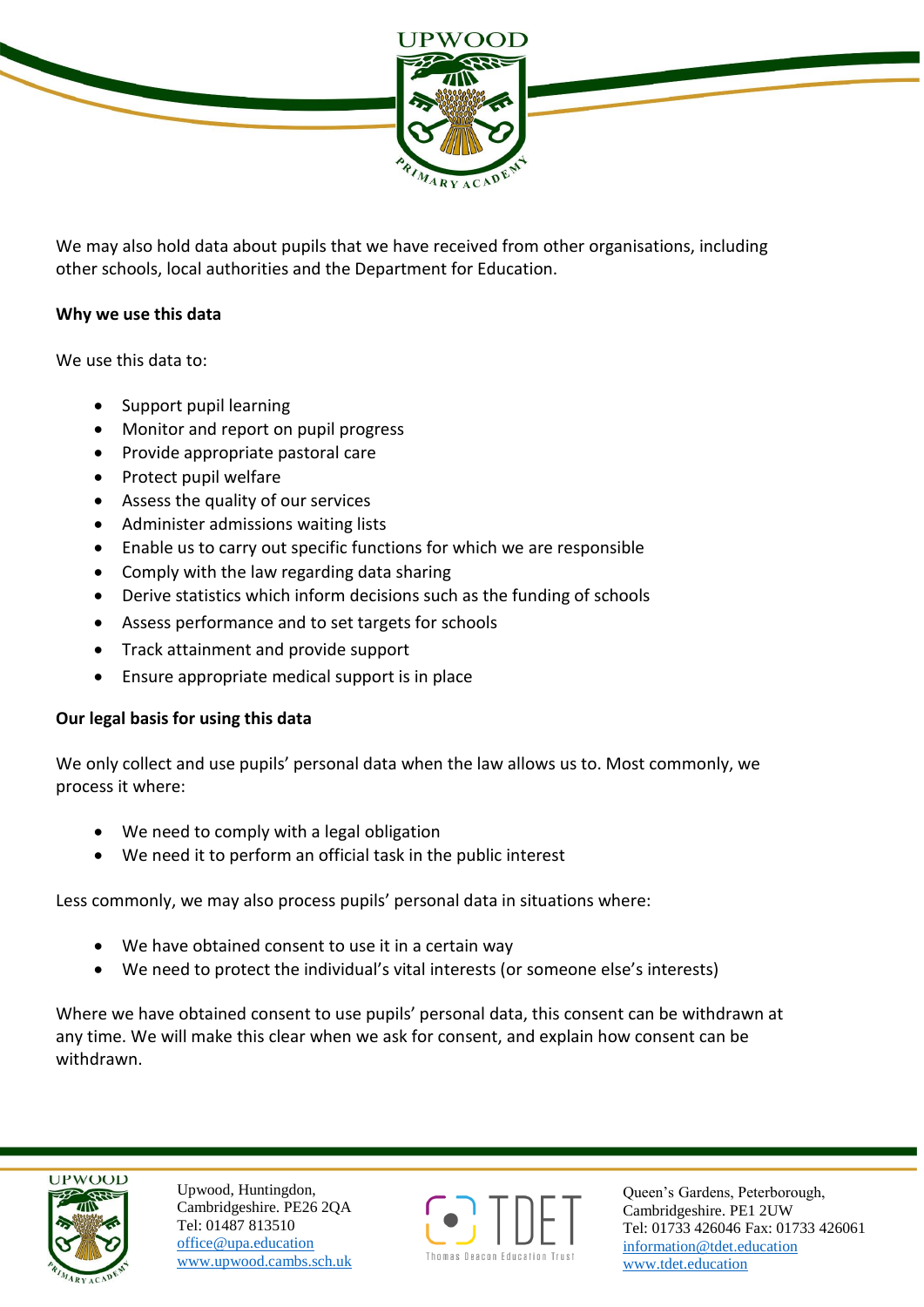We may also hold data about pupils that we have received from other organisations, including other schools, local authorities and the Department for Education.

**Why we use this data**

We use this data to:

- Support pupil learning
- Monitor and report on pupil progress
- Provide appropriate pastoral care
- Protect pupil welfare
- Assess the quality of our services
- Administer admissions waiting lists
- Enable us to carry out specific functions for which we are responsible
- Comply with the law regarding data sharing
- Derive statistics which inform decisions such as the funding of schools
- Assess performance and to set targets for schools
- Track attainment and provide support
- Ensure appropriate medical support is in place

**Our legal basis for using this data**

We only collect and use pupils' personal data when the law allows us to. Most commonly, we process it where:

- We need to comply with a legal obligation
- We need it to perform an official task in the public interest

Less commonly, we may also process pupils' personal data in situations where:

- We have obtained consent to use it in a certain way
- We need to protect the individual's vital interests (or someone else's interests)

Where we have obtained consent to use pupils' personal data, this consent can be withdrawn at any time. We will make this clear when we ask for consent, and explain how consent can be withdrawn.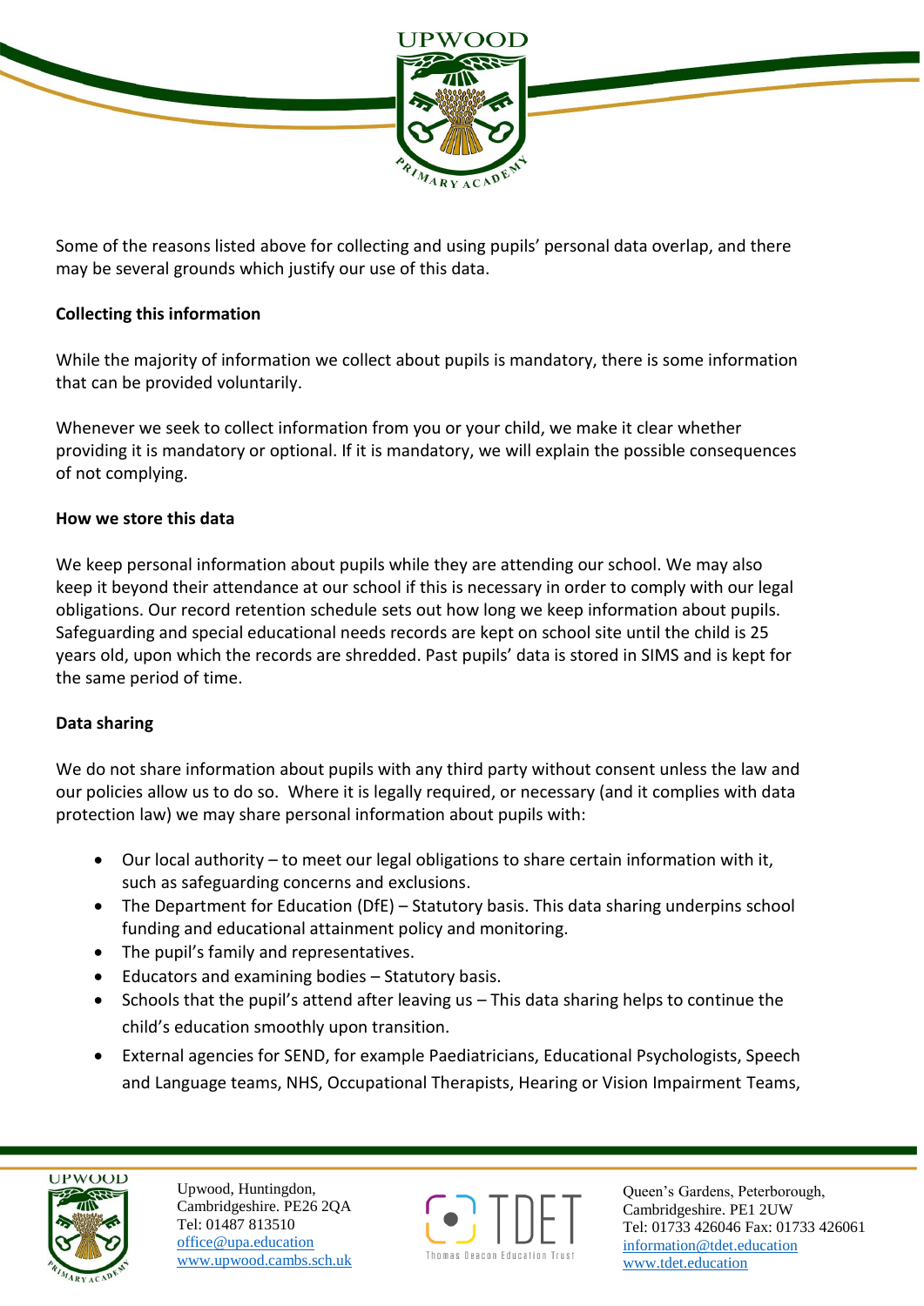Some of the reasons listed above for collecting and using pupils' personal data overlap, and there may be several grounds which justify our use of this data.

**Collecting this information**

While the majority of information we collect about pupils is mandatory, there is some information that can be provided voluntarily.

Whenever we seek to collect information from you or your child, we make it clear whether providing it is mandatory or optional. If it is mandatory, we will explain the possible consequences of not complying.

**How we store this data**

We keep personal information about pupils while they are attending our school. We may also keep it beyond their attendance at our school if this is necessary in order to comply with our legal obligations. Our record retention schedule sets out how long we keep information about pupils. Safeguarding and special educational needs records are kept on school site until the child is 25 years old, upon which the records are shredded. Past pupils' data is stored in SIMS and is kept for the same period of time.

**Data sharing**

We do not share information about pupils with any third party without consent unless the law and our policies allow us to do so. Where it is legally required, or necessary (and it complies with data protection law) we may share personal information about pupils with:

- Our local authority – to meet our legal obligations to share certain information with it, such as safeguarding concerns and exclusions.
- The Department for Education (DfE) – Statutory basis. This data sharing underpins school funding and educational attainment policy and monitoring.
- The pupil's family and representatives.
- Educators and examining bodies – Statutory basis.
- Schools that the pupil's attend after leaving us – This data sharing helps to continue the child's education smoothly upon transition.
- External agencies for SEND, for example Paediatricians, Educational Psychologists, Speech and Language teams, NHS, Occupational Therapists, Hearing or Vision Impairment Teams,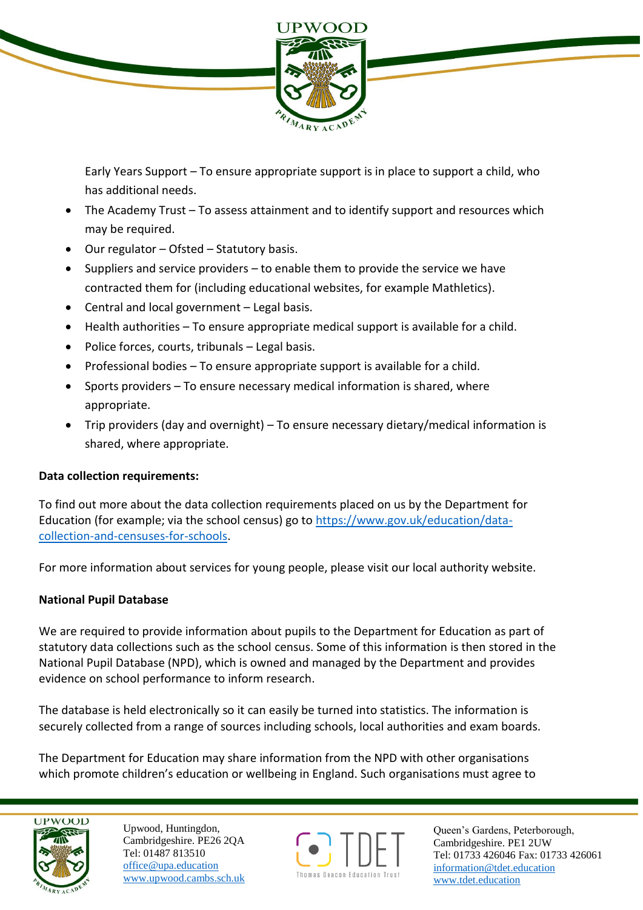Early Years Support – To ensure appropriate support is in place to support a child, who has additional needs.

- The Academy Trust – To assess attainment and to identify support and resources which may be required.
- Our regulator – Ofsted – Statutory basis.
- Suppliers and service providers – to enable them to provide the service we have contracted them for (including educational websites, for example Mathletics).
- Central and local government – Legal basis.
- Health authorities – To ensure appropriate medical support is available for a child.
- Police forces, courts, tribunals – Legal basis.
- Professional bodies – To ensure appropriate support is available for a child.
- Sports providers – To ensure necessary medical information is shared, where appropriate.
- Trip providers (day and overnight) – To ensure necessary dietary/medical information is shared, where appropriate.

**Data collection requirements:**

To find out more about the data collection requirements placed on us by the Department for Education (for example; via the school census) go to https://www.gov.uk/education/data-collection-and-censuses-for-schools.

For more information about services for young people, please visit our local authority website.

**National Pupil Database**

We are required to provide information about pupils to the Department for Education as part of statutory data collections such as the school census. Some of this information is then stored in the National Pupil Database (NPD), which is owned and managed by the Department and provides evidence on school performance to inform research.

The database is held electronically so it can easily be turned into statistics. The information is securely collected from a range of sources including schools, local authorities and exam boards.

The Department for Education may share information from the NPD with other organisations which promote children's education or wellbeing in England. Such organisations must agree to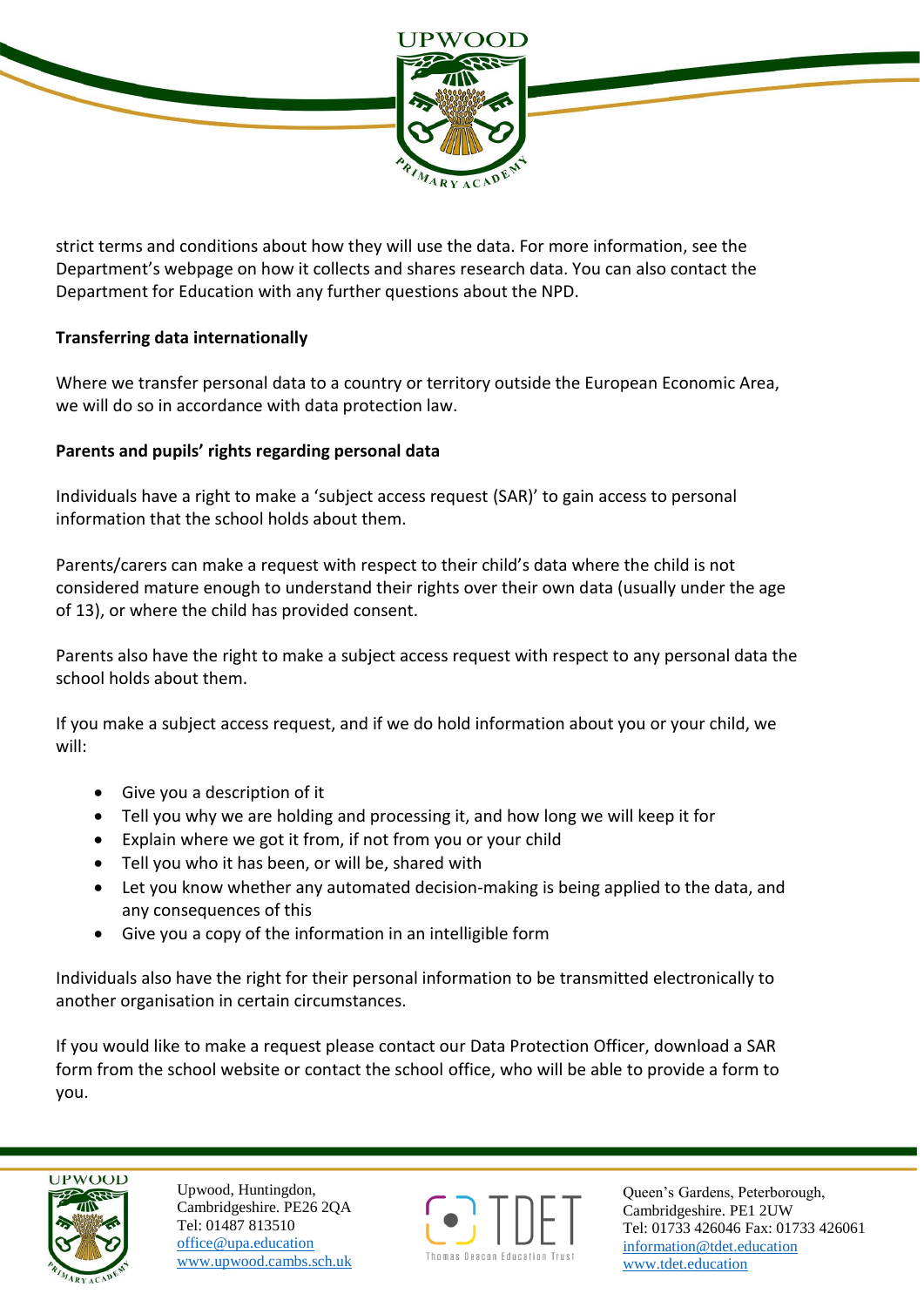strict terms and conditions about how they will use the data. For more information, see the Department's webpage on how it collects and shares research data. You can also contact the Department for Education with any further questions about the NPD.

**Transferring data internationally**

Where we transfer personal data to a country or territory outside the European Economic Area, we will do so in accordance with data protection law.

**Parents and pupils' rights regarding personal data**

Individuals have a right to make a 'subject access request (SAR)' to gain access to personal information that the school holds about them.

Parents/carers can make a request with respect to their child's data where the child is not considered mature enough to understand their rights over their own data (usually under the age of 13), or where the child has provided consent.

Parents also have the right to make a subject access request with respect to any personal data the school holds about them.

If you make a subject access request, and if we do hold information about you or your child, we will:

- Give you a description of it
- Tell you why we are holding and processing it, and how long we will keep it for
- Explain where we got it from, if not from you or your child
- Tell you who it has been, or will be, shared with
- Let you know whether any automated decision-making is being applied to the data, and any consequences of this
- Give you a copy of the information in an intelligible form

Individuals also have the right for their personal information to be transmitted electronically to another organisation in certain circumstances.

If you would like to make a request please contact our Data Protection Officer, download a SAR form from the school website or contact the school office, who will be able to provide a form to you.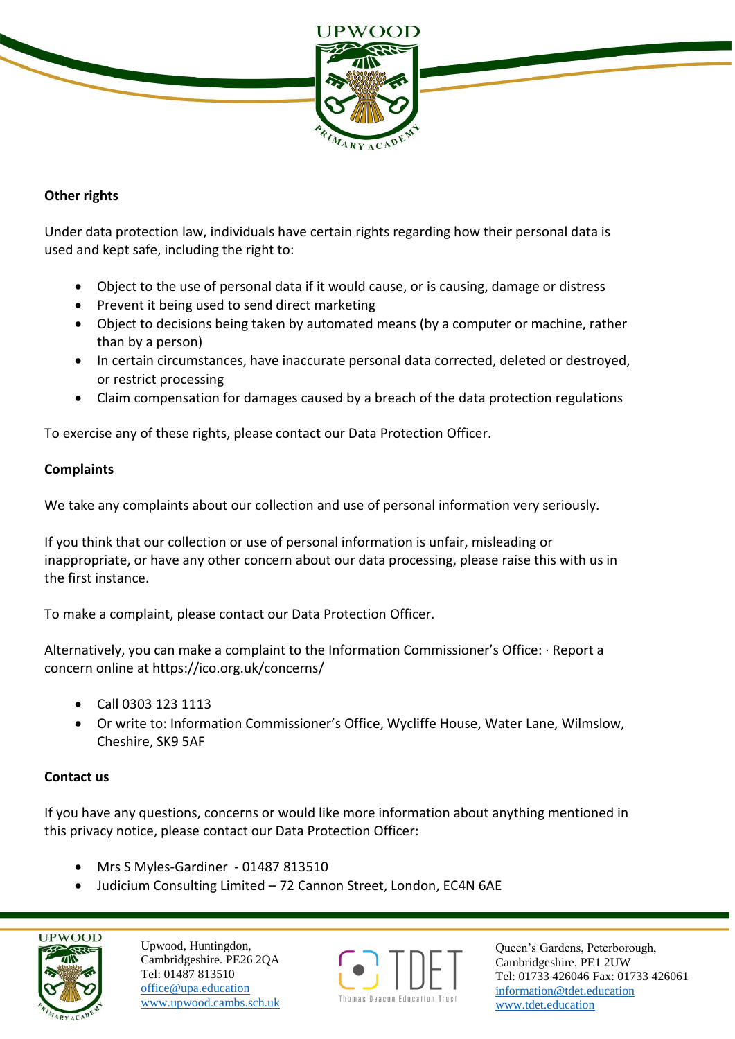## Other rights

Under data protection law, individuals have certain rights regarding how their personal data is used and kept safe, including the right to:

- Object to the use of personal data if it would cause, or is causing, damage or distress
- Prevent it being used to send direct marketing
- Object to decisions being taken by automated means (by a computer or machine, rather than by a person)
- In certain circumstances, have inaccurate personal data corrected, deleted or destroyed, or restrict processing
- Claim compensation for damages caused by a breach of the data protection regulations

To exercise any of these rights, please contact our Data Protection Officer.

## Complaints

We take any complaints about our collection and use of personal information very seriously.

If you think that our collection or use of personal information is unfair, misleading or inappropriate, or have any other concern about our data processing, please raise this with us in the first instance.

To make a complaint, please contact our Data Protection Officer.

Alternatively, you can make a complaint to the Information Commissioner's Office: · Report a concern online at https://ico.org.uk/concerns/

- Call 0303 123 1113
- Or write to: Information Commissioner's Office, Wycliffe House, Water Lane, Wilmslow, Cheshire, SK9 5AF

## Contact us

If you have any questions, concerns or would like more information about anything mentioned in this privacy notice, please contact our Data Protection Officer:

- Mrs S Myles-Gardiner - 01487 813510
- Judicium Consulting Limited – 72 Cannon Street, London, EC4N 6AE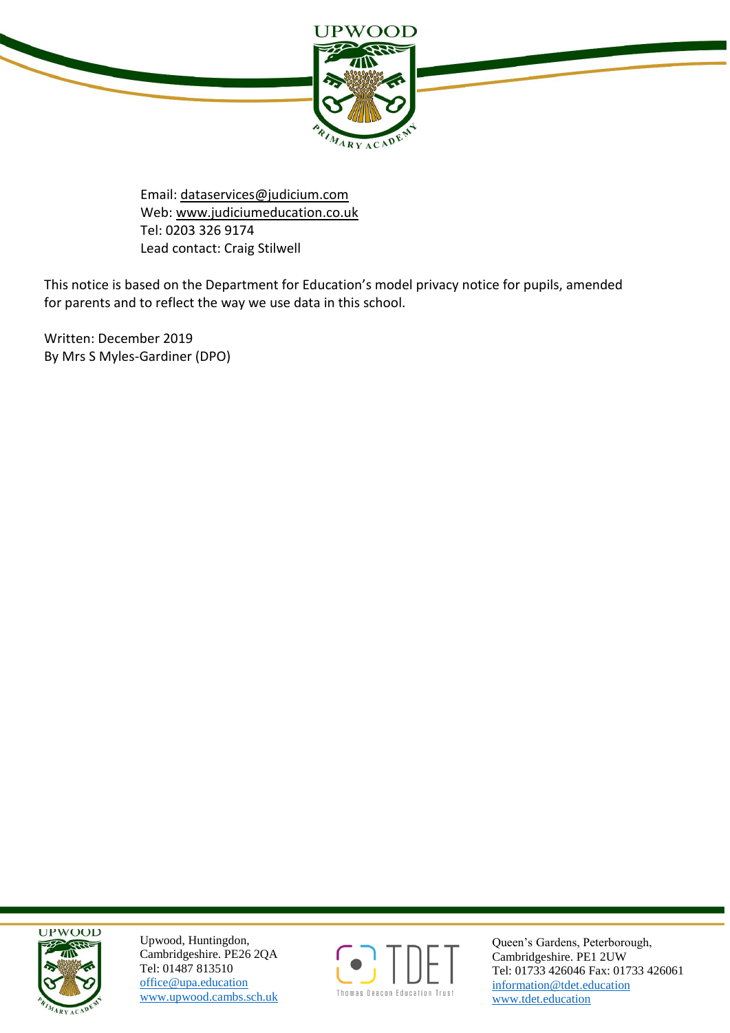Email: dataservices@judicium.com
Web: www.judiciumeducation.co.uk
Tel: 0203 326 9174
Lead contact: Craig Stilwell

This notice is based on the Department for Education's model privacy notice for pupils, amended for parents and to reflect the way we use data in this school.

Written: December 2019
By Mrs S Myles-Gardiner (DPO)